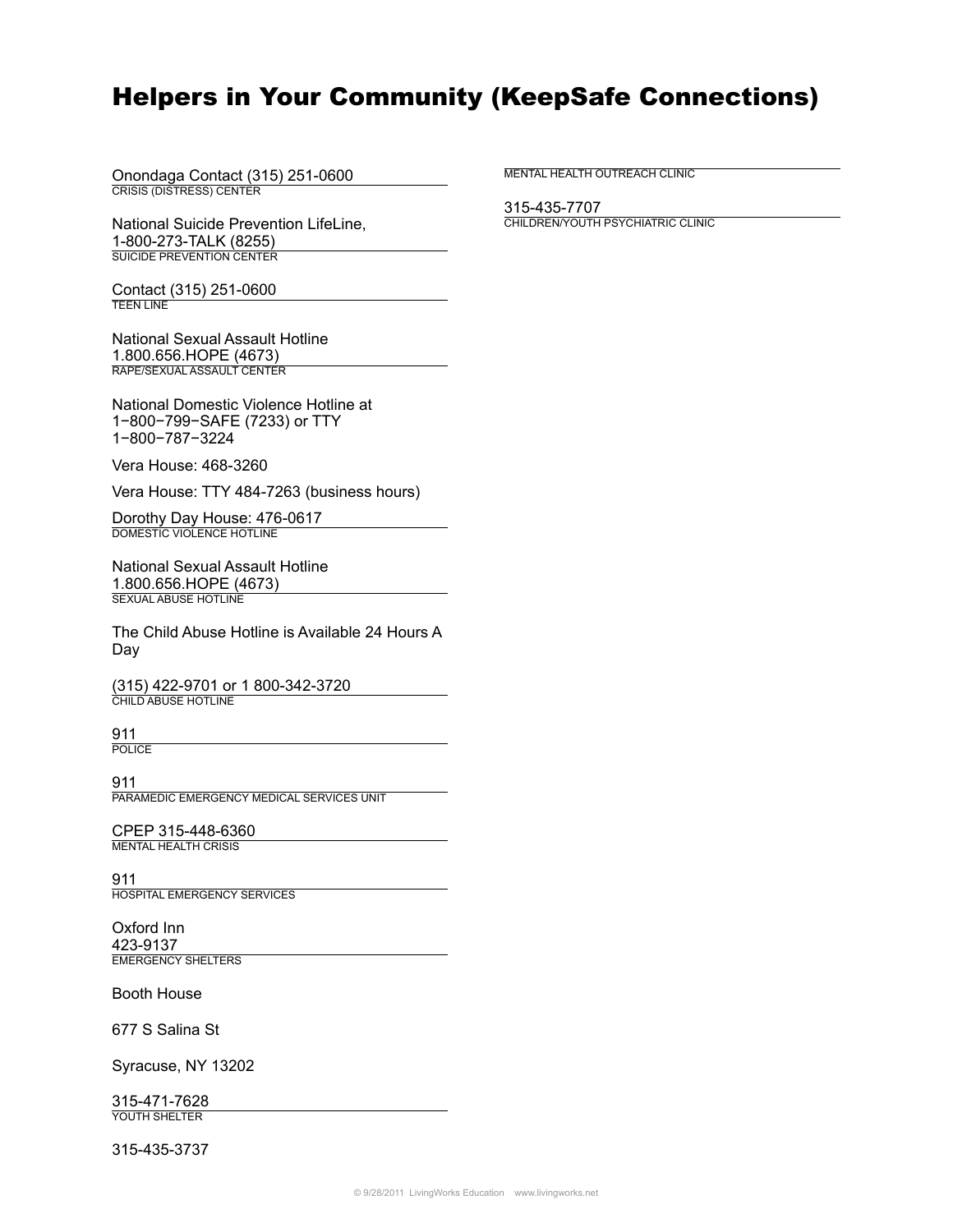# Helpers in Your Community (KeepSafe Connections)

Onondaga Contact (315) 251-0600
CRISIS (DISTRESS) CENTER

National Suicide Prevention LifeLine, 1-800-273-TALK (8255)
SUICIDE PREVENTION CENTER

Contact (315) 251-0600
TEEN LINE

National Sexual Assault Hotline 1.800.656.HOPE (4673)
RAPE/SEXUAL ASSAULT CENTER

National Domestic Violence Hotline at 1−800−799−SAFE (7233) or TTY 1−800−787−3224

Vera House: 468-3260

Vera House: TTY 484-7263 (business hours)

Dorothy Day House: 476-0617
DOMESTIC VIOLENCE HOTLINE

National Sexual Assault Hotline 1.800.656.HOPE (4673)
SEXUAL ABUSE HOTLINE

The Child Abuse Hotline is Available 24 Hours A Day

(315) 422-9701 or 1 800-342-3720
CHILD ABUSE HOTLINE

911
POLICE

911
PARAMEDIC EMERGENCY MEDICAL SERVICES UNIT

CPEP 315-448-6360
MENTAL HEALTH CRISIS

911
HOSPITAL EMERGENCY SERVICES

Oxford Inn
423-9137
EMERGENCY SHELTERS

Booth House

677 S Salina St

Syracuse, NY 13202

315-471-7628
YOUTH SHELTER

315-435-3737

MENTAL HEALTH OUTREACH CLINIC

315-435-7707
CHILDREN/YOUTH PSYCHIATRIC CLINIC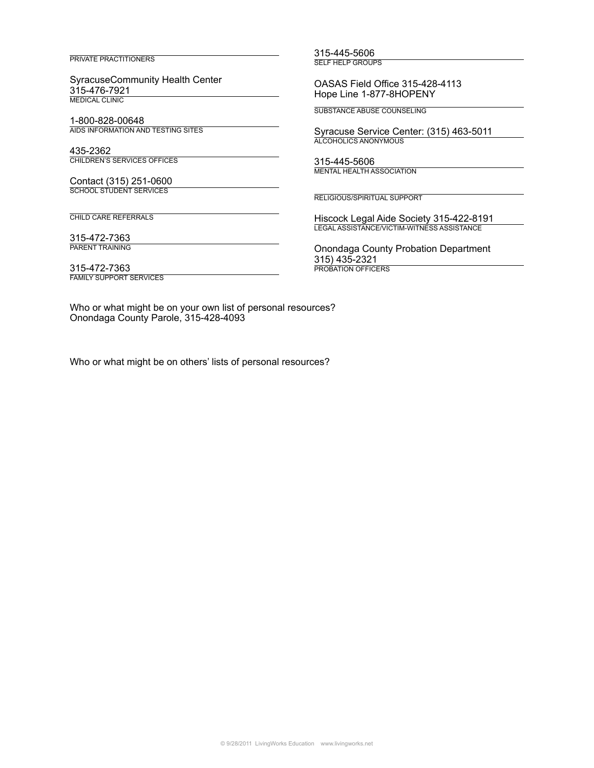PRIVATE PRACTITIONERS

SyracuseCommunity Health Center
315-476-7921
MEDICAL CLINIC

1-800-828-00648
AIDS INFORMATION AND TESTING SITES

435-2362
CHILDREN'S SERVICES OFFICES

Contact (315) 251-0600
SCHOOL STUDENT SERVICES

CHILD CARE REFERRALS

315-472-7363
PARENT TRAINING

315-472-7363
FAMILY SUPPORT SERVICES

315-445-5606
SELF HELP GROUPS

OASAS Field Office 315-428-4113
Hope Line 1-877-8HOPENY

SUBSTANCE ABUSE COUNSELING

Syracuse Service Center: (315) 463-5011
ALCOHOLICS ANONYMOUS

315-445-5606
MENTAL HEALTH ASSOCIATION

RELIGIOUS/SPIRITUAL SUPPORT

Hiscock Legal Aide Society 315-422-8191
LEGAL ASSISTANCE/VICTIM-WITNESS ASSISTANCE

Onondaga County Probation Department
315) 435-2321
PROBATION OFFICERS

Who or what might be on your own list of personal resources?
Onondaga County Parole, 315-428-4093

Who or what might be on others' lists of personal resources?

© 9/28/2011 LivingWorks Education www.livingworks.net